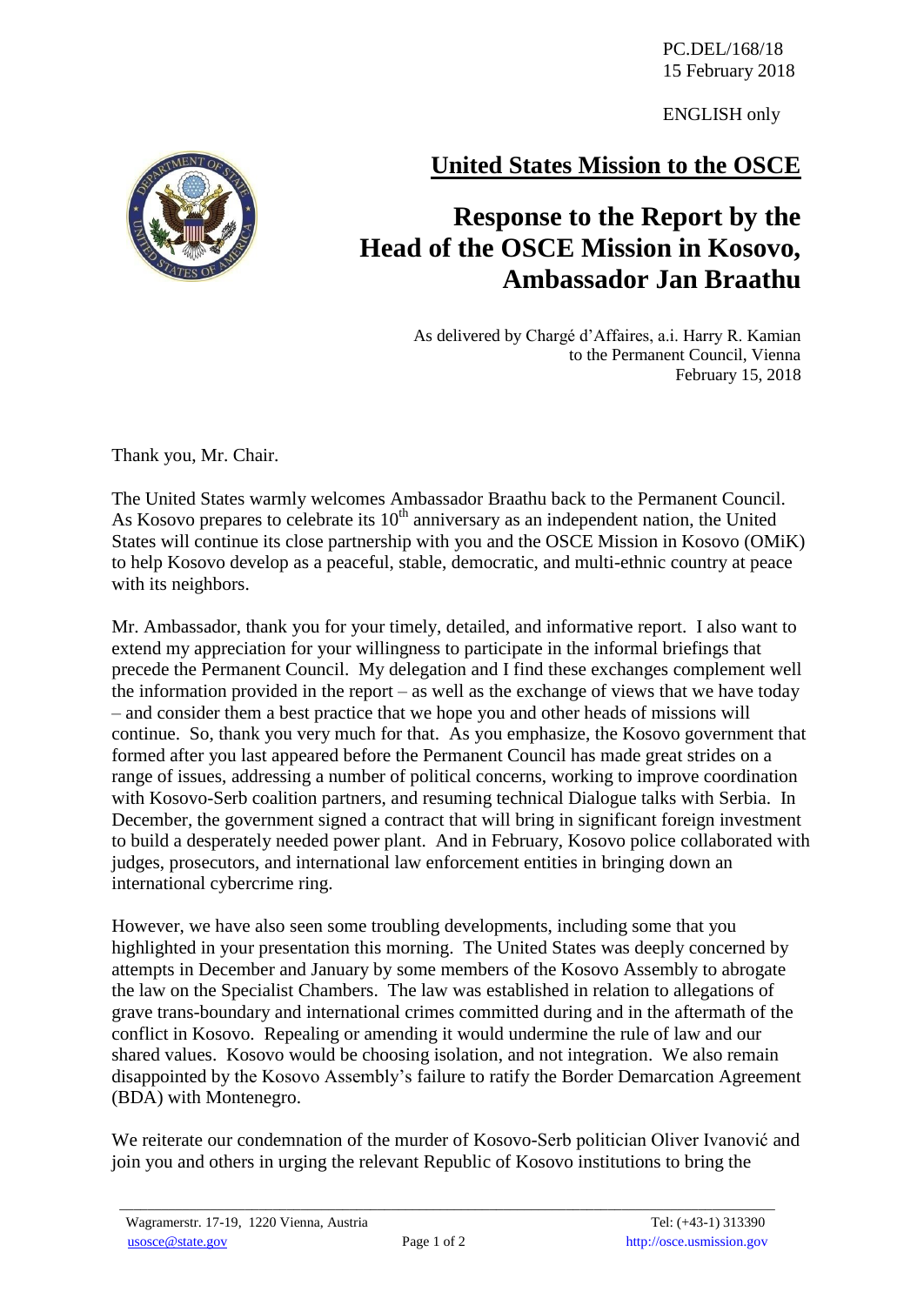PC.DEL/168/18
15 February 2018

ENGLISH only

## United States Mission to the OSCE

# Response to the Report by the Head of the OSCE Mission in Kosovo, Ambassador Jan Braathu

As delivered by Chargé d'Affaires, a.i. Harry R. Kamian
to the Permanent Council, Vienna
February 15, 2018

Thank you, Mr. Chair.

The United States warmly welcomes Ambassador Braathu back to the Permanent Council. As Kosovo prepares to celebrate its 10th anniversary as an independent nation, the United States will continue its close partnership with you and the OSCE Mission in Kosovo (OMiK) to help Kosovo develop as a peaceful, stable, democratic, and multi-ethnic country at peace with its neighbors.

Mr. Ambassador, thank you for your timely, detailed, and informative report. I also want to extend my appreciation for your willingness to participate in the informal briefings that precede the Permanent Council. My delegation and I find these exchanges complement well the information provided in the report – as well as the exchange of views that we have today – and consider them a best practice that we hope you and other heads of missions will continue. So, thank you very much for that. As you emphasize, the Kosovo government that formed after you last appeared before the Permanent Council has made great strides on a range of issues, addressing a number of political concerns, working to improve coordination with Kosovo-Serb coalition partners, and resuming technical Dialogue talks with Serbia. In December, the government signed a contract that will bring in significant foreign investment to build a desperately needed power plant. And in February, Kosovo police collaborated with judges, prosecutors, and international law enforcement entities in bringing down an international cybercrime ring.

However, we have also seen some troubling developments, including some that you highlighted in your presentation this morning. The United States was deeply concerned by attempts in December and January by some members of the Kosovo Assembly to abrogate the law on the Specialist Chambers. The law was established in relation to allegations of grave trans-boundary and international crimes committed during and in the aftermath of the conflict in Kosovo. Repealing or amending it would undermine the rule of law and our shared values. Kosovo would be choosing isolation, and not integration. We also remain disappointed by the Kosovo Assembly's failure to ratify the Border Demarcation Agreement (BDA) with Montenegro.

We reiterate our condemnation of the murder of Kosovo-Serb politician Oliver Ivanović and join you and others in urging the relevant Republic of Kosovo institutions to bring the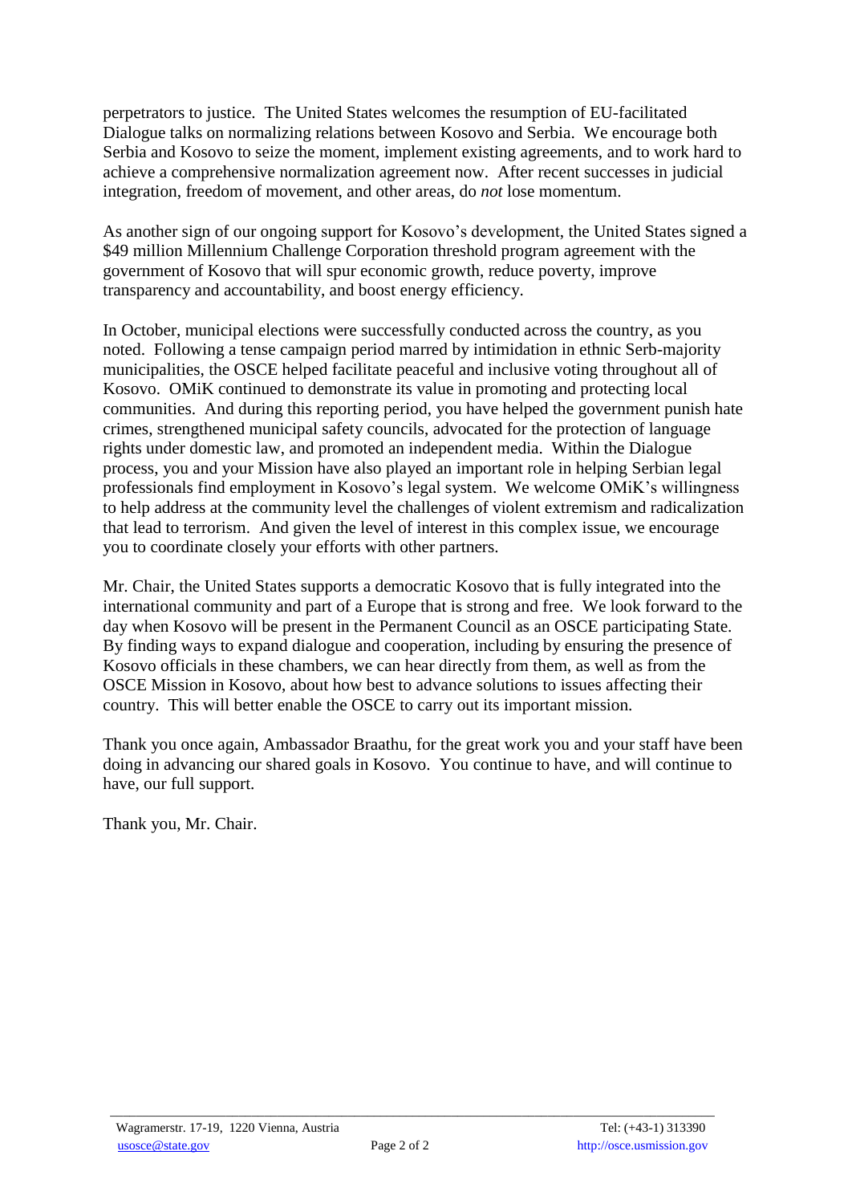perpetrators to justice. The United States welcomes the resumption of EU-facilitated Dialogue talks on normalizing relations between Kosovo and Serbia. We encourage both Serbia and Kosovo to seize the moment, implement existing agreements, and to work hard to achieve a comprehensive normalization agreement now. After recent successes in judicial integration, freedom of movement, and other areas, do *not* lose momentum.

As another sign of our ongoing support for Kosovo's development, the United States signed a $49 million Millennium Challenge Corporation threshold program agreement with the government of Kosovo that will spur economic growth, reduce poverty, improve transparency and accountability, and boost energy efficiency.

In October, municipal elections were successfully conducted across the country, as you noted. Following a tense campaign period marred by intimidation in ethnic Serb-majority municipalities, the OSCE helped facilitate peaceful and inclusive voting throughout all of Kosovo. OMiK continued to demonstrate its value in promoting and protecting local communities. And during this reporting period, you have helped the government punish hate crimes, strengthened municipal safety councils, advocated for the protection of language rights under domestic law, and promoted an independent media. Within the Dialogue process, you and your Mission have also played an important role in helping Serbian legal professionals find employment in Kosovo's legal system. We welcome OMiK's willingness to help address at the community level the challenges of violent extremism and radicalization that lead to terrorism. And given the level of interest in this complex issue, we encourage you to coordinate closely your efforts with other partners.

Mr. Chair, the United States supports a democratic Kosovo that is fully integrated into the international community and part of a Europe that is strong and free. We look forward to the day when Kosovo will be present in the Permanent Council as an OSCE participating State. By finding ways to expand dialogue and cooperation, including by ensuring the presence of Kosovo officials in these chambers, we can hear directly from them, as well as from the OSCE Mission in Kosovo, about how best to advance solutions to issues affecting their country. This will better enable the OSCE to carry out its important mission.

Thank you once again, Ambassador Braathu, for the great work you and your staff have been doing in advancing our shared goals in Kosovo. You continue to have, and will continue to have, our full support.

Thank you, Mr. Chair.